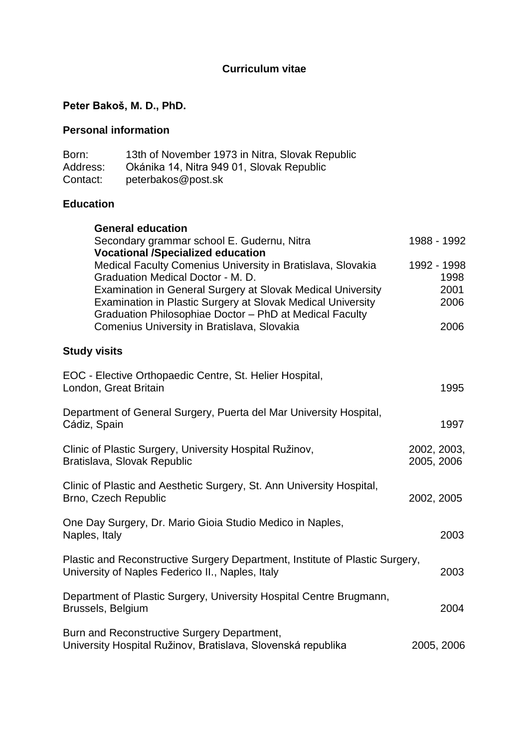# Curriculum vitae

**Peter Bakoš, M. D., PhD.**

## Personal information

Born: 13th of November 1973 in Nitra, Slovak Republic
Address: Okánika 14, Nitra 949 01, Slovak Republic
Contact: peterbakos@post.sk

## Education

| | |
|---|---|
| **General education** | |
| Secondary grammar school E. Gudernu, Nitra | 1988 - 1992 |
| **Vocational /Specialized education** | |
| Medical Faculty Comenius University in Bratislava, Slovakia | 1992 - 1998 |
| Graduation Medical Doctor - M. D. | 1998 |
| Examination in General Surgery at Slovak Medical University | 2001 |
| Examination in Plastic Surgery at Slovak Medical University | 2006 |
| Graduation Philosophiae Doctor – PhD at Medical Faculty Comenius University in Bratislava, Slovakia | 2006 |

## Study visits

| | |
|---|---|
| EOC - Elective Orthopaedic Centre, St. Helier Hospital, London, Great Britain | 1995 |
| Department of General Surgery, Puerta del Mar University Hospital, Cádiz, Spain | 1997 |
| Clinic of Plastic Surgery, University Hospital Ružinov, Bratislava, Slovak Republic | 2002, 2003, 2005, 2006 |
| Clinic of Plastic and Aesthetic Surgery, St. Ann University Hospital, Brno, Czech Republic | 2002, 2005 |
| One Day Surgery, Dr. Mario Gioia Studio Medico in Naples, Naples, Italy | 2003 |
| Plastic and Reconstructive Surgery Department, Institute of Plastic Surgery, University of Naples Federico II., Naples, Italy | 2003 |
| Department of Plastic Surgery, University Hospital Centre Brugmann, Brussels, Belgium | 2004 |
| Burn and Reconstructive Surgery Department, University Hospital Ružinov, Bratislava, Slovenská republika | 2005, 2006 |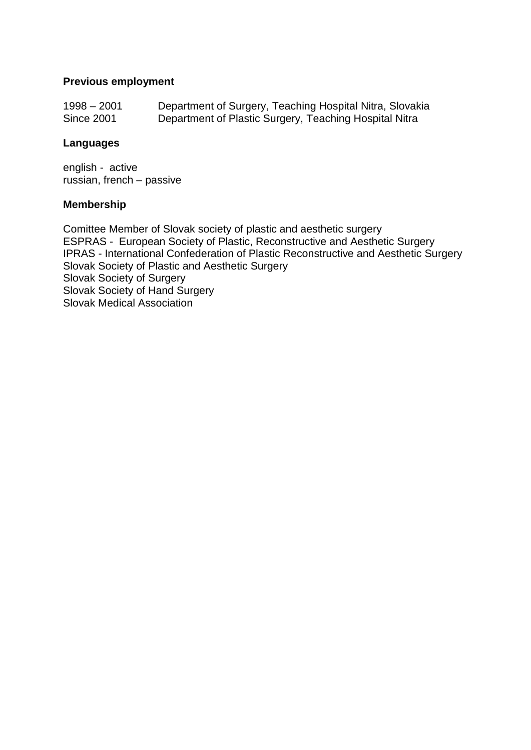**Previous employment**

| | |
|---|---|
| 1998 – 2001 | Department of Surgery, Teaching Hospital Nitra, Slovakia |
| Since 2001 | Department of Plastic Surgery, Teaching Hospital Nitra |

**Languages**

english - active
russian, french – passive

**Membership**

Comittee Member of Slovak society of plastic and aesthetic surgery
ESPRAS - European Society of Plastic, Reconstructive and Aesthetic Surgery
IPRAS - International Confederation of Plastic Reconstructive and Aesthetic Surgery
Slovak Society of Plastic and Aesthetic Surgery
Slovak Society of Surgery
Slovak Society of Hand Surgery
Slovak Medical Association